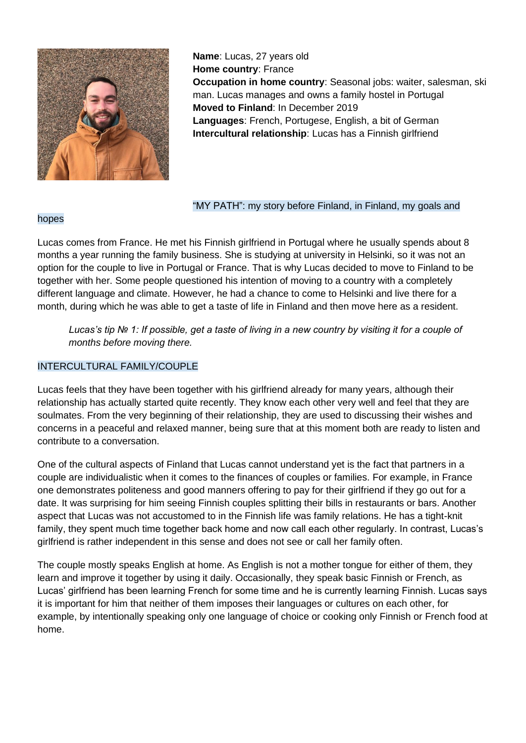**Name**: Lucas, 27 years old
**Home country**: France
**Occupation in home country**: Seasonal jobs: waiter, salesman, ski man. Lucas manages and owns a family hostel in Portugal
**Moved to Finland**: In December 2019
**Languages**: French, Portugese, English, a bit of German
**Intercultural relationship**: Lucas has a Finnish girlfriend

## "MY PATH": my story before Finland, in Finland, my goals and hopes

Lucas comes from France. He met his Finnish girlfriend in Portugal where he usually spends about 8 months a year running the family business. She is studying at university in Helsinki, so it was not an option for the couple to live in Portugal or France. That is why Lucas decided to move to Finland to be together with her. Some people questioned his intention of moving to a country with a completely different language and climate. However, he had a chance to come to Helsinki and live there for a month, during which he was able to get a taste of life in Finland and then move here as a resident.

> *Lucas's tip № 1: If possible, get a taste of living in a new country by visiting it for a couple of months before moving there.*

## INTERCULTURAL FAMILY/COUPLE

Lucas feels that they have been together with his girlfriend already for many years, although their relationship has actually started quite recently. They know each other very well and feel that they are soulmates. From the very beginning of their relationship, they are used to discussing their wishes and concerns in a peaceful and relaxed manner, being sure that at this moment both are ready to listen and contribute to a conversation.

One of the cultural aspects of Finland that Lucas cannot understand yet is the fact that partners in a couple are individualistic when it comes to the finances of couples or families. For example, in France one demonstrates politeness and good manners offering to pay for their girlfriend if they go out for a date. It was surprising for him seeing Finnish couples splitting their bills in restaurants or bars. Another aspect that Lucas was not accustomed to in the Finnish life was family relations. He has a tight-knit family, they spent much time together back home and now call each other regularly. In contrast, Lucas's girlfriend is rather independent in this sense and does not see or call her family often.

The couple mostly speaks English at home. As English is not a mother tongue for either of them, they learn and improve it together by using it daily. Occasionally, they speak basic Finnish or French, as Lucas' girlfriend has been learning French for some time and he is currently learning Finnish. Lucas says it is important for him that neither of them imposes their languages or cultures on each other, for example, by intentionally speaking only one language of choice or cooking only Finnish or French food at home.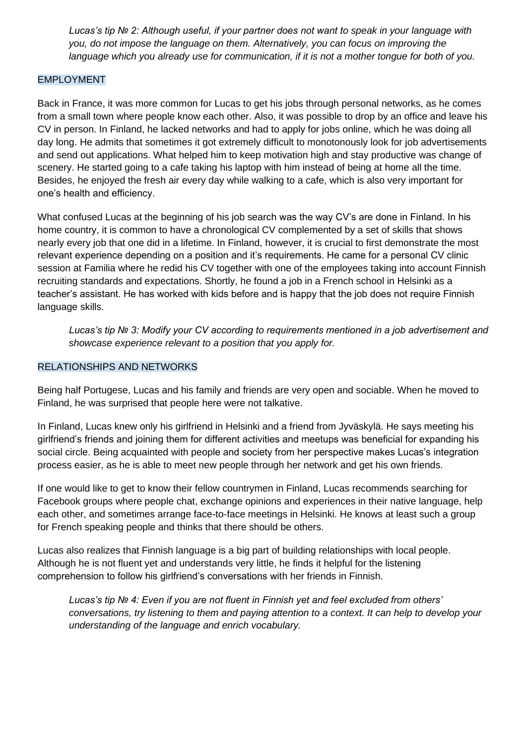*Lucas's tip № 2: Although useful, if your partner does not want to speak in your language with you, do not impose the language on them. Alternatively, you can focus on improving the language which you already use for communication, if it is not a mother tongue for both of you.*

## EMPLOYMENT

Back in France, it was more common for Lucas to get his jobs through personal networks, as he comes from a small town where people know each other. Also, it was possible to drop by an office and leave his CV in person. In Finland, he lacked networks and had to apply for jobs online, which he was doing all day long. He admits that sometimes it got extremely difficult to monotonously look for job advertisements and send out applications. What helped him to keep motivation high and stay productive was change of scenery. He started going to a cafe taking his laptop with him instead of being at home all the time. Besides, he enjoyed the fresh air every day while walking to a cafe, which is also very important for one's health and efficiency.

What confused Lucas at the beginning of his job search was the way CV's are done in Finland. In his home country, it is common to have a chronological CV complemented by a set of skills that shows nearly every job that one did in a lifetime. In Finland, however, it is crucial to first demonstrate the most relevant experience depending on a position and it's requirements. He came for a personal CV clinic session at Familia where he redid his CV together with one of the employees taking into account Finnish recruiting standards and expectations. Shortly, he found a job in a French school in Helsinki as a teacher's assistant. He has worked with kids before and is happy that the job does not require Finnish language skills.

*Lucas's tip № 3: Modify your CV according to requirements mentioned in a job advertisement and showcase experience relevant to a position that you apply for.*

## RELATIONSHIPS AND NETWORKS

Being half Portugese, Lucas and his family and friends are very open and sociable. When he moved to Finland, he was surprised that people here were not talkative.

In Finland, Lucas knew only his girlfriend in Helsinki and a friend from Jyväskylä. He says meeting his girlfriend's friends and joining them for different activities and meetups was beneficial for expanding his social circle. Being acquainted with people and society from her perspective makes Lucas's integration process easier, as he is able to meet new people through her network and get his own friends.

If one would like to get to know their fellow countrymen in Finland, Lucas recommends searching for Facebook groups where people chat, exchange opinions and experiences in their native language, help each other, and sometimes arrange face-to-face meetings in Helsinki. He knows at least such a group for French speaking people and thinks that there should be others.

Lucas also realizes that Finnish language is a big part of building relationships with local people. Although he is not fluent yet and understands very little, he finds it helpful for the listening comprehension to follow his girlfriend's conversations with her friends in Finnish.

*Lucas's tip № 4: Even if you are not fluent in Finnish yet and feel excluded from others' conversations, try listening to them and paying attention to a context. It can help to develop your understanding of the language and enrich vocabulary.*